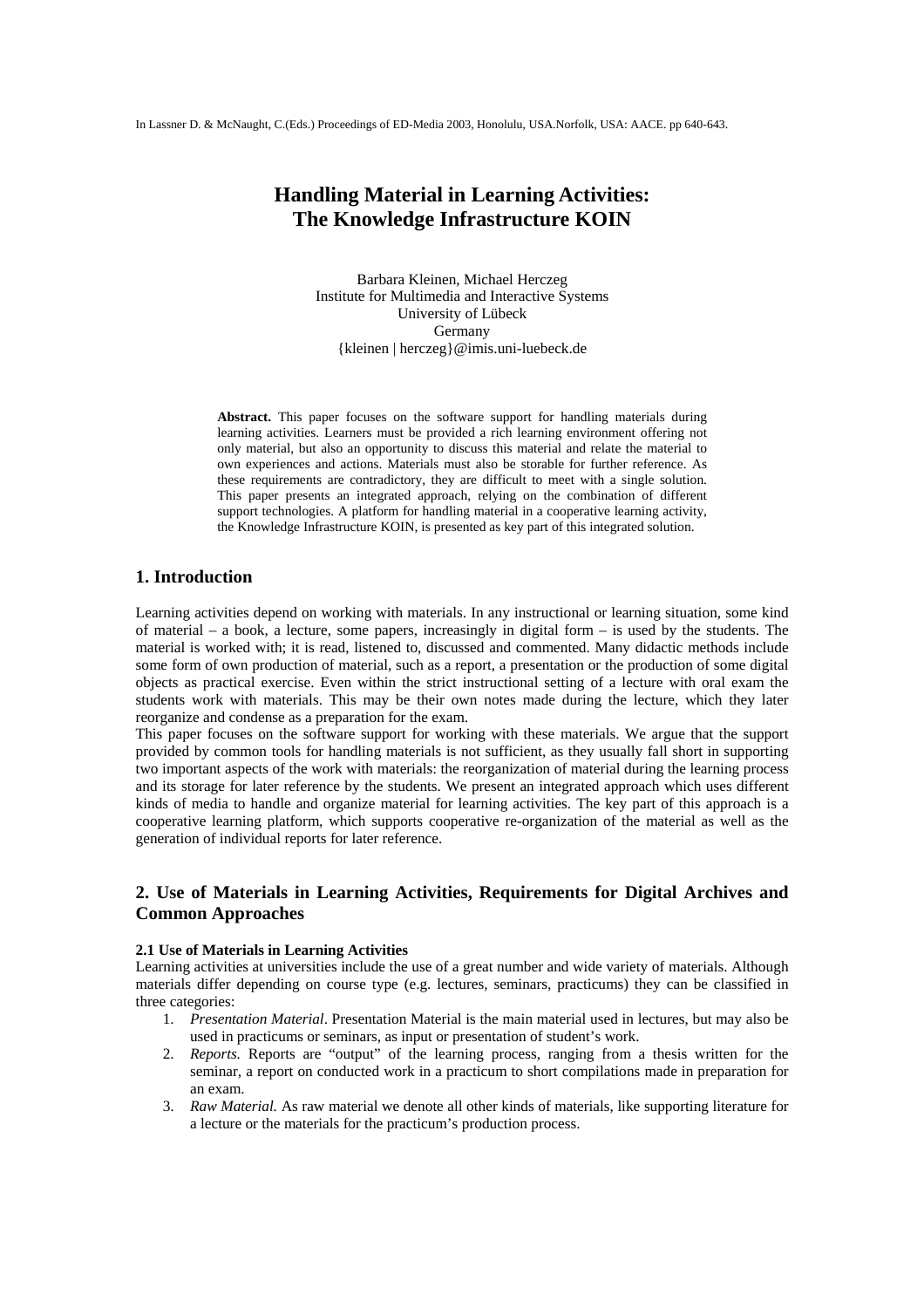In Lassner D. & McNaught, C.(Eds.) Proceedings of ED-Media 2003, Honolulu, USA.Norfolk, USA: AACE. pp 640-643.

# Handling Material in Learning Activities: The Knowledge Infrastructure KOIN

Barbara Kleinen, Michael Herczeg
Institute for Multimedia and Interactive Systems
University of Lübeck
Germany
{kleinen | herczeg}@imis.uni-luebeck.de

**Abstract.** This paper focuses on the software support for handling materials during learning activities. Learners must be provided a rich learning environment offering not only material, but also an opportunity to discuss this material and relate the material to own experiences and actions. Materials must also be storable for further reference. As these requirements are contradictory, they are difficult to meet with a single solution. This paper presents an integrated approach, relying on the combination of different support technologies. A platform for handling material in a cooperative learning activity, the Knowledge Infrastructure KOIN, is presented as key part of this integrated solution.

## 1. Introduction

Learning activities depend on working with materials. In any instructional or learning situation, some kind of material – a book, a lecture, some papers, increasingly in digital form – is used by the students. The material is worked with; it is read, listened to, discussed and commented. Many didactic methods include some form of own production of material, such as a report, a presentation or the production of some digital objects as practical exercise. Even within the strict instructional setting of a lecture with oral exam the students work with materials. This may be their own notes made during the lecture, which they later reorganize and condense as a preparation for the exam.

This paper focuses on the software support for working with these materials. We argue that the support provided by common tools for handling materials is not sufficient, as they usually fall short in supporting two important aspects of the work with materials: the reorganization of material during the learning process and its storage for later reference by the students. We present an integrated approach which uses different kinds of media to handle and organize material for learning activities. The key part of this approach is a cooperative learning platform, which supports cooperative re-organization of the material as well as the generation of individual reports for later reference.

## 2. Use of Materials in Learning Activities, Requirements for Digital Archives and Common Approaches

### 2.1 Use of Materials in Learning Activities

Learning activities at universities include the use of a great number and wide variety of materials. Although materials differ depending on course type (e.g. lectures, seminars, practicums) they can be classified in three categories:

1. *Presentation Material*. Presentation Material is the main material used in lectures, but may also be used in practicums or seminars, as input or presentation of student's work.
2. *Reports.* Reports are "output" of the learning process, ranging from a thesis written for the seminar, a report on conducted work in a practicum to short compilations made in preparation for an exam.
3. *Raw Material.* As raw material we denote all other kinds of materials, like supporting literature for a lecture or the materials for the practicum's production process.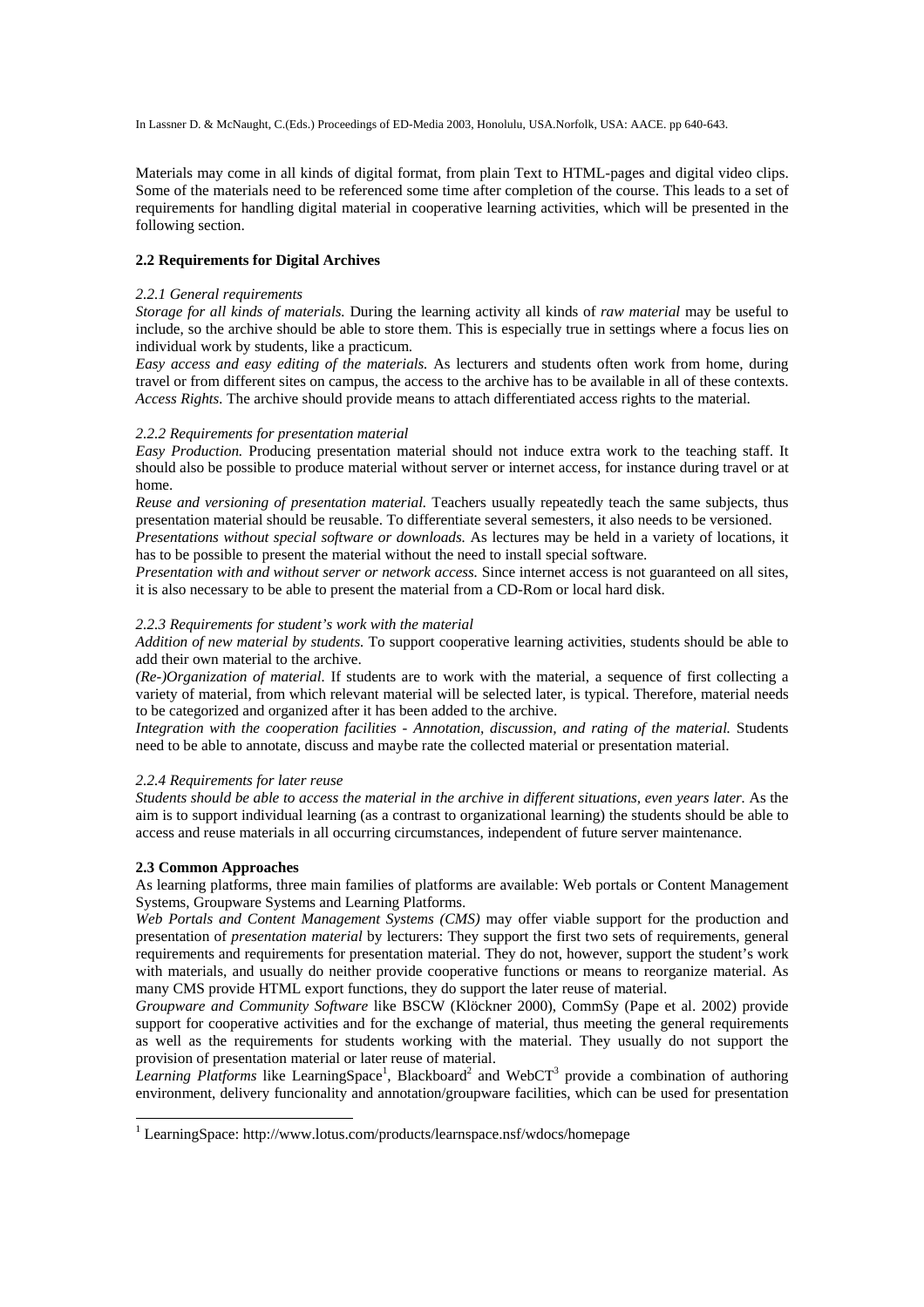Materials may come in all kinds of digital format, from plain Text to HTML-pages and digital video clips. Some of the materials need to be referenced some time after completion of the course. This leads to a set of requirements for handling digital material in cooperative learning activities, which will be presented in the following section.

### 2.2 Requirements for Digital Archives

#### *2.2.1 General requirements*

*Storage for all kinds of materials.* During the learning activity all kinds of *raw material* may be useful to include, so the archive should be able to store them. This is especially true in settings where a focus lies on individual work by students, like a practicum.

*Easy access and easy editing of the materials.* As lecturers and students often work from home, during travel or from different sites on campus, the access to the archive has to be available in all of these contexts.

*Access Rights.* The archive should provide means to attach differentiated access rights to the material.

#### *2.2.2 Requirements for presentation material*

*Easy Production.* Producing presentation material should not induce extra work to the teaching staff. It should also be possible to produce material without server or internet access, for instance during travel or at home.

*Reuse and versioning of presentation material.* Teachers usually repeatedly teach the same subjects, thus presentation material should be reusable. To differentiate several semesters, it also needs to be versioned.

*Presentations without special software or downloads.* As lectures may be held in a variety of locations, it has to be possible to present the material without the need to install special software.

*Presentation with and without server or network access.* Since internet access is not guaranteed on all sites, it is also necessary to be able to present the material from a CD-Rom or local hard disk.

#### *2.2.3 Requirements for student's work with the material*

*Addition of new material by students.* To support cooperative learning activities, students should be able to add their own material to the archive.

*(Re-)Organization of material.* If students are to work with the material, a sequence of first collecting a variety of material, from which relevant material will be selected later, is typical. Therefore, material needs to be categorized and organized after it has been added to the archive.

*Integration with the cooperation facilities - Annotation, discussion, and rating of the material.* Students need to be able to annotate, discuss and maybe rate the collected material or presentation material.

#### *2.2.4 Requirements for later reuse*

*Students should be able to access the material in the archive in different situations, even years later.* As the aim is to support individual learning (as a contrast to organizational learning) the students should be able to access and reuse materials in all occurring circumstances, independent of future server maintenance.

### 2.3 Common Approaches

As learning platforms, three main families of platforms are available: Web portals or Content Management Systems, Groupware Systems and Learning Platforms.

*Web Portals and Content Management Systems (CMS)* may offer viable support for the production and presentation of *presentation material* by lecturers: They support the first two sets of requirements, general requirements and requirements for presentation material. They do not, however, support the student's work with materials, and usually do neither provide cooperative functions or means to reorganize material. As many CMS provide HTML export functions, they do support the later reuse of material.

*Groupware and Community Software* like BSCW (Klöckner 2000), CommSy (Pape et al. 2002) provide support for cooperative activities and for the exchange of material, thus meeting the general requirements as well as the requirements for students working with the material. They usually do not support the provision of presentation material or later reuse of material.

*Learning Platforms* like LearningSpace[1], Blackboard[2] and WebCT[3] provide a combination of authoring environment, delivery funcionality and annotation/groupware facilities, which can be used for presentation

[1] LearningSpace: http://www.lotus.com/products/learnspace.nsf/wdocs/homepage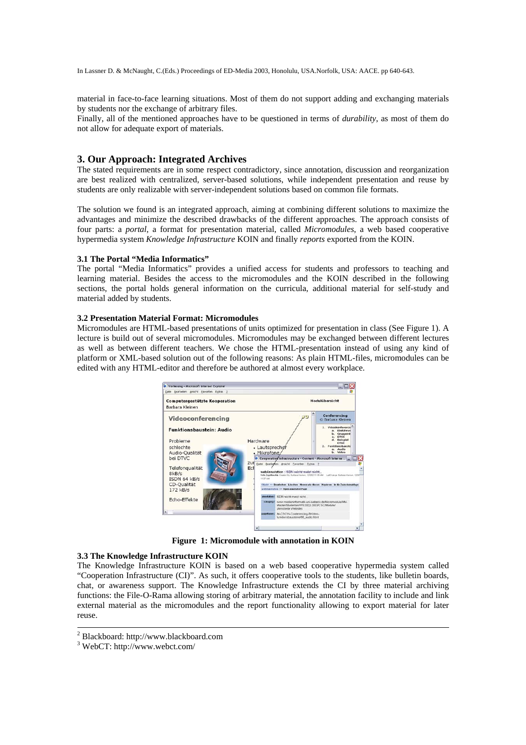material in face-to-face learning situations. Most of them do not support adding and exchanging materials by students nor the exchange of arbitrary files.
Finally, all of the mentioned approaches have to be questioned in terms of *durability*, as most of them do not allow for adequate export of materials.

## 3. Our Approach: Integrated Archives

The stated requirements are in some respect contradictory, since annotation, discussion and reorganization are best realized with centralized, server-based solutions, while independent presentation and reuse by students are only realizable with server-independent solutions based on common file formats.

The solution we found is an integrated approach, aiming at combining different solutions to maximize the advantages and minimize the described drawbacks of the different approaches. The approach consists of four parts: a *portal*, a format for presentation material, called *Micromodules*, a web based cooperative hypermedia system *Knowledge Infrastructure* KOIN and finally *reports* exported from the KOIN.

### 3.1 The Portal "Media Informatics"

The portal "Media Informatics" provides a unified access for students and professors to teaching and learning material. Besides the access to the micromodules and the KOIN described in the following sections, the portal holds general information on the curricula, additional material for self-study and material added by students.

### 3.2 Presentation Material Format: Micromodules

Micromodules are HTML-based presentations of units optimized for presentation in class (See Figure 1). A lecture is build out of several micromodules. Micromodules may be exchanged between different lectures as well as between different teachers. We chose the HTML-presentation instead of using any kind of platform or XML-based solution out of the following reasons: As plain HTML-files, micromodules can be edited with any HTML-editor and therefore be authored at almost every workplace.

**Figure 1: Micromodule with annotation in KOIN**

### 3.3 The Knowledge Infrastructure KOIN

The Knowledge Infrastructure KOIN is based on a web based cooperative hypermedia system called "Cooperation Infrastructure (CI)". As such, it offers cooperative tools to the students, like bulletin boards, chat, or awareness support. The Knowledge Infrastructure extends the CI by three material archiving functions: the File-O-Rama allowing storing of arbitrary material, the annotation facility to include and link external material as the micromodules and the report functionality allowing to export material for later reuse.

---

[2] Blackboard: http://www.blackboard.com
[3] WebCT: http://www.webct.com/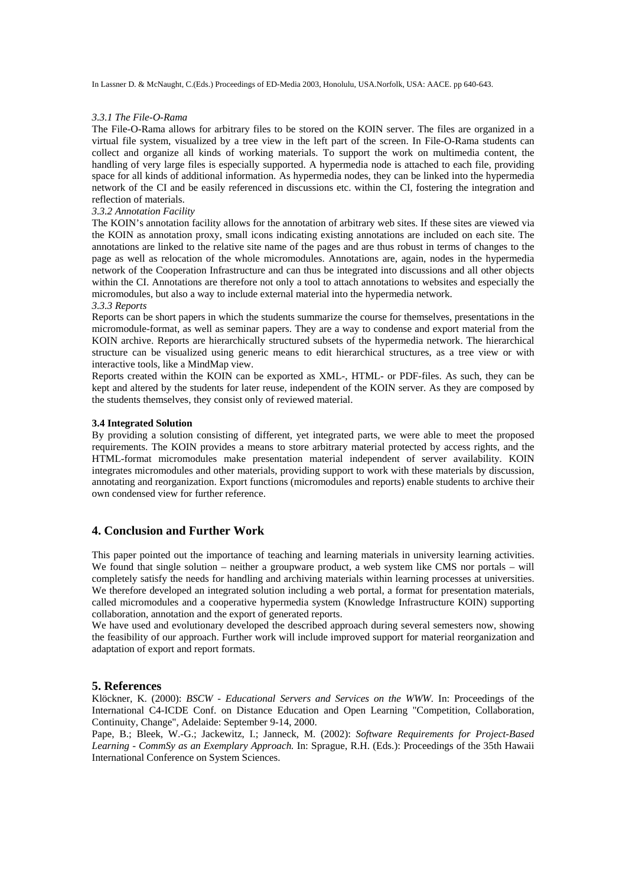*3.3.1 The File-O-Rama*

The File-O-Rama allows for arbitrary files to be stored on the KOIN server. The files are organized in a virtual file system, visualized by a tree view in the left part of the screen. In File-O-Rama students can collect and organize all kinds of working materials. To support the work on multimedia content, the handling of very large files is especially supported. A hypermedia node is attached to each file, providing space for all kinds of additional information. As hypermedia nodes, they can be linked into the hypermedia network of the CI and be easily referenced in discussions etc. within the CI, fostering the integration and reflection of materials.

*3.3.2 Annotation Facility*

The KOIN's annotation facility allows for the annotation of arbitrary web sites. If these sites are viewed via the KOIN as annotation proxy, small icons indicating existing annotations are included on each site. The annotations are linked to the relative site name of the pages and are thus robust in terms of changes to the page as well as relocation of the whole micromodules. Annotations are, again, nodes in the hypermedia network of the Cooperation Infrastructure and can thus be integrated into discussions and all other objects within the CI. Annotations are therefore not only a tool to attach annotations to websites and especially the micromodules, but also a way to include external material into the hypermedia network.

*3.3.3 Reports*

Reports can be short papers in which the students summarize the course for themselves, presentations in the micromodule-format, as well as seminar papers. They are a way to condense and export material from the KOIN archive. Reports are hierarchically structured subsets of the hypermedia network. The hierarchical structure can be visualized using generic means to edit hierarchical structures, as a tree view or with interactive tools, like a MindMap view.

Reports created within the KOIN can be exported as XML-, HTML- or PDF-files. As such, they can be kept and altered by the students for later reuse, independent of the KOIN server. As they are composed by the students themselves, they consist only of reviewed material.

**3.4 Integrated Solution**

By providing a solution consisting of different, yet integrated parts, we were able to meet the proposed requirements. The KOIN provides a means to store arbitrary material protected by access rights, and the HTML-format micromodules make presentation material independent of server availability. KOIN integrates micromodules and other materials, providing support to work with these materials by discussion, annotating and reorganization. Export functions (micromodules and reports) enable students to archive their own condensed view for further reference.

## 4. Conclusion and Further Work

This paper pointed out the importance of teaching and learning materials in university learning activities. We found that single solution – neither a groupware product, a web system like CMS nor portals – will completely satisfy the needs for handling and archiving materials within learning processes at universities. We therefore developed an integrated solution including a web portal, a format for presentation materials, called micromodules and a cooperative hypermedia system (Knowledge Infrastructure KOIN) supporting collaboration, annotation and the export of generated reports.

We have used and evolutionary developed the described approach during several semesters now, showing the feasibility of our approach. Further work will include improved support for material reorganization and adaptation of export and report formats.

## 5. References

Klöckner, K. (2000): *BSCW - Educational Servers and Services on the WWW*. In: Proceedings of the International C4-ICDE Conf. on Distance Education and Open Learning "Competition, Collaboration, Continuity, Change", Adelaide: September 9-14, 2000.

Pape, B.; Bleek, W.-G.; Jackewitz, I.; Janneck, M. (2002): *Software Requirements for Project-Based Learning - CommSy as an Exemplary Approach.* In: Sprague, R.H. (Eds.): Proceedings of the 35th Hawaii International Conference on System Sciences.